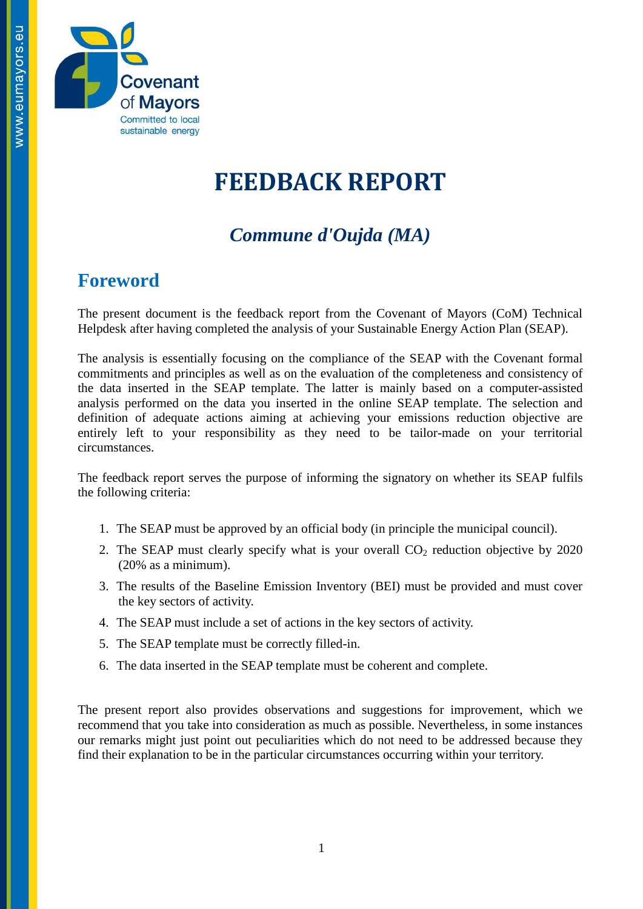# FEEDBACK REPORT

## *Commune d'Oujda (MA)*

## Foreword

The present document is the feedback report from the Covenant of Mayors (CoM) Technical Helpdesk after having completed the analysis of your Sustainable Energy Action Plan (SEAP).

The analysis is essentially focusing on the compliance of the SEAP with the Covenant formal commitments and principles as well as on the evaluation of the completeness and consistency of the data inserted in the SEAP template. The latter is mainly based on a computer-assisted analysis performed on the data you inserted in the online SEAP template. The selection and definition of adequate actions aiming at achieving your emissions reduction objective are entirely left to your responsibility as they need to be tailor-made on your territorial circumstances.

The feedback report serves the purpose of informing the signatory on whether its SEAP fulfils the following criteria:

1. The SEAP must be approved by an official body (in principle the municipal council).
2. The SEAP must clearly specify what is your overall $CO_2$ reduction objective by 2020 (20% as a minimum).
3. The results of the Baseline Emission Inventory (BEI) must be provided and must cover the key sectors of activity.
4. The SEAP must include a set of actions in the key sectors of activity.
5. The SEAP template must be correctly filled-in.
6. The data inserted in the SEAP template must be coherent and complete.

The present report also provides observations and suggestions for improvement, which we recommend that you take into consideration as much as possible. Nevertheless, in some instances our remarks might just point out peculiarities which do not need to be addressed because they find their explanation to be in the particular circumstances occurring within your territory.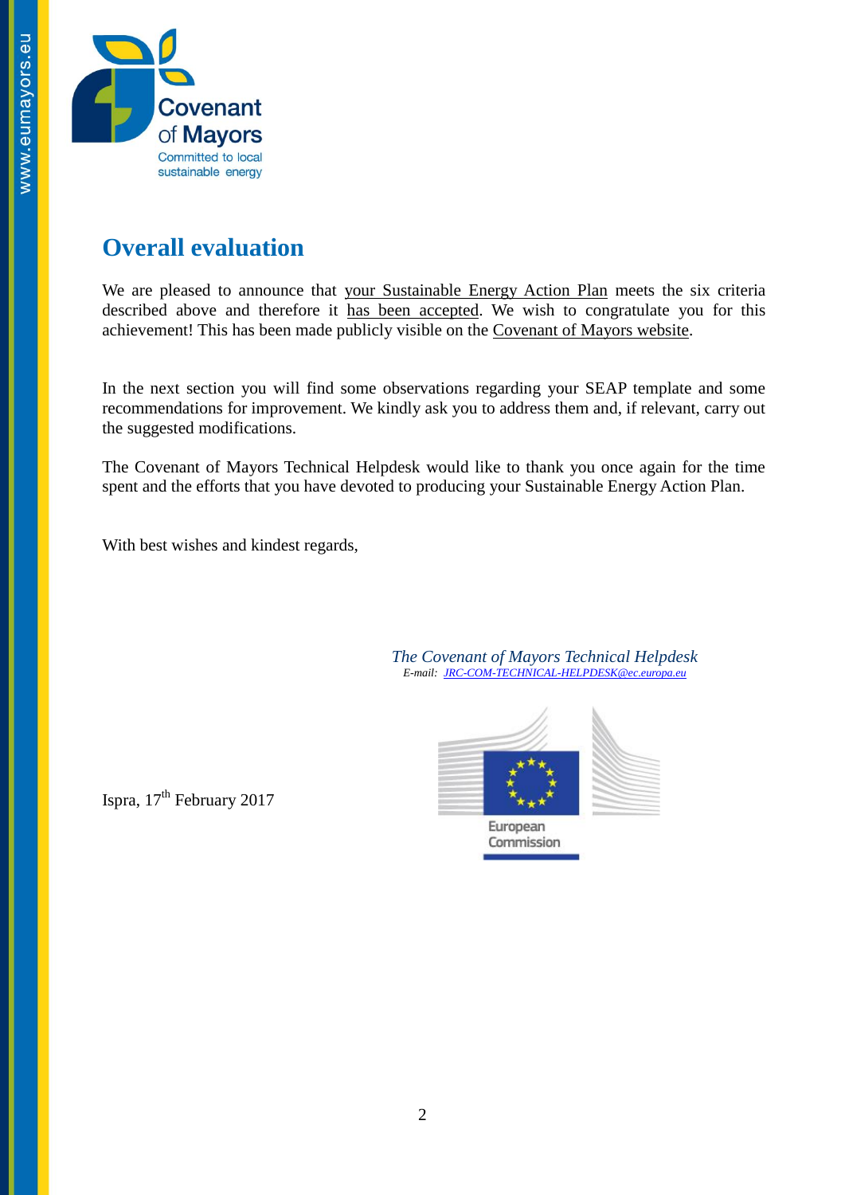## Overall evaluation

We are pleased to announce that your Sustainable Energy Action Plan meets the six criteria described above and therefore it has been accepted. We wish to congratulate you for this achievement! This has been made publicly visible on the Covenant of Mayors website.

In the next section you will find some observations regarding your SEAP template and some recommendations for improvement. We kindly ask you to address them and, if relevant, carry out the suggested modifications.

The Covenant of Mayors Technical Helpdesk would like to thank you once again for the time spent and the efforts that you have devoted to producing your Sustainable Energy Action Plan.

With best wishes and kindest regards,

*The Covenant of Mayors Technical Helpdesk*
*E-mail: JRC-COM-TECHNICAL-HELPDESK@ec.europa.eu*

Ispra, 17th February 2017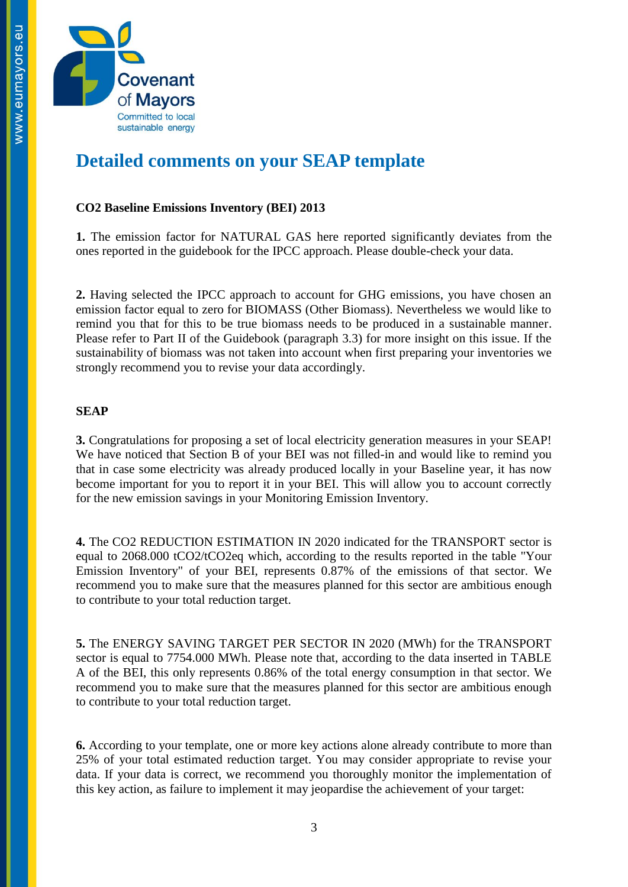# Detailed comments on your SEAP template

**$CO_2$ Baseline Emissions Inventory (BEI) 2013**

**1.** The emission factor for NATURAL GAS here reported significantly deviates from the ones reported in the guidebook for the IPCC approach. Please double-check your data.

**2.** Having selected the IPCC approach to account for GHG emissions, you have chosen an emission factor equal to zero for BIOMASS (Other Biomass). Nevertheless we would like to remind you that for this to be true biomass needs to be produced in a sustainable manner. Please refer to Part II of the Guidebook (paragraph 3.3) for more insight on this issue. If the sustainability of biomass was not taken into account when first preparing your inventories we strongly recommend you to revise your data accordingly.

**SEAP**

**3.** Congratulations for proposing a set of local electricity generation measures in your SEAP! We have noticed that Section B of your BEI was not filled-in and would like to remind you that in case some electricity was already produced locally in your Baseline year, it has now become important for you to report it in your BEI. This will allow you to account correctly for the new emission savings in your Monitoring Emission Inventory.

**4.** The $CO_2$ REDUCTION ESTIMATION IN 2020 indicated for the TRANSPORT sector is equal to 2068.000 $tCO_2/tCO_2eq$ which, according to the results reported in the table "Your Emission Inventory" of your BEI, represents 0.87% of the emissions of that sector. We recommend you to make sure that the measures planned for this sector are ambitious enough to contribute to your total reduction target.

**5.** The ENERGY SAVING TARGET PER SECTOR IN 2020 (MWh) for the TRANSPORT sector is equal to 7754.000 MWh. Please note that, according to the data inserted in TABLE A of the BEI, this only represents 0.86% of the total energy consumption in that sector. We recommend you to make sure that the measures planned for this sector are ambitious enough to contribute to your total reduction target.

**6.** According to your template, one or more key actions alone already contribute to more than 25% of your total estimated reduction target. You may consider appropriate to revise your data. If your data is correct, we recommend you thoroughly monitor the implementation of this key action, as failure to implement it may jeopardise the achievement of your target: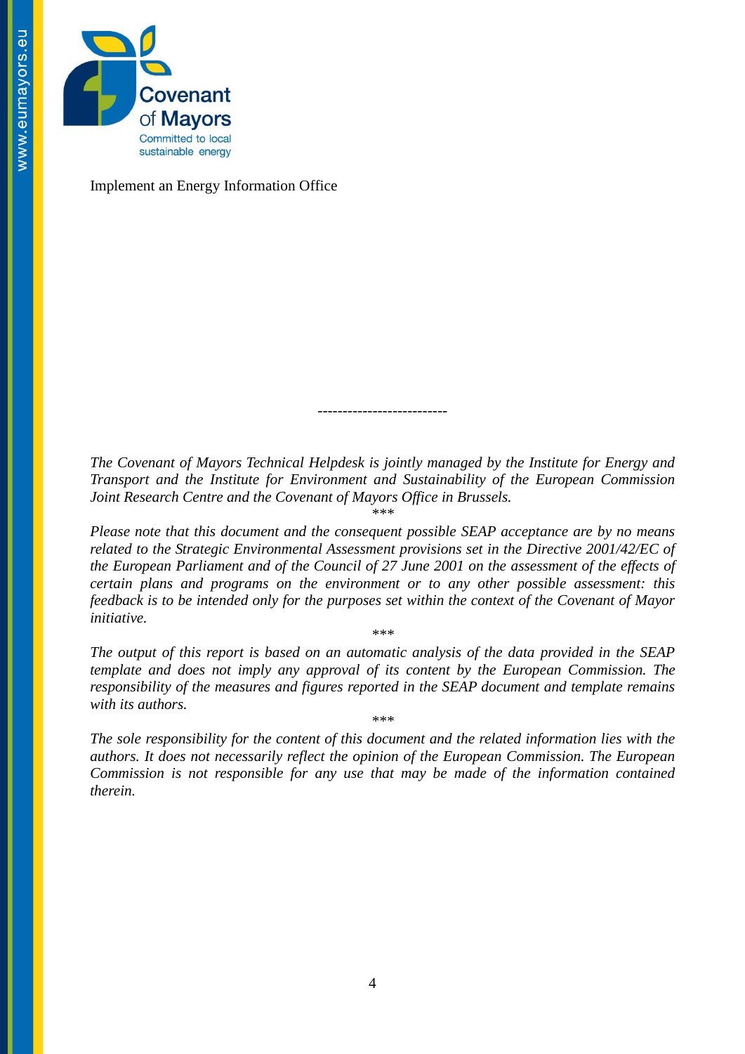Implement an Energy Information Office

--------------------------

*The Covenant of Mayors Technical Helpdesk is jointly managed by the Institute for Energy and Transport and the Institute for Environment and Sustainability of the European Commission Joint Research Centre and the Covenant of Mayors Office in Brussels.*

\*\*\*

*Please note that this document and the consequent possible SEAP acceptance are by no means related to the Strategic Environmental Assessment provisions set in the Directive 2001/42/EC of the European Parliament and of the Council of 27 June 2001 on the assessment of the effects of certain plans and programs on the environment or to any other possible assessment: this feedback is to be intended only for the purposes set within the context of the Covenant of Mayor initiative.*

\*\*\*

*The output of this report is based on an automatic analysis of the data provided in the SEAP template and does not imply any approval of its content by the European Commission. The responsibility of the measures and figures reported in the SEAP document and template remains with its authors.*

\*\*\*

*The sole responsibility for the content of this document and the related information lies with the authors. It does not necessarily reflect the opinion of the European Commission. The European Commission is not responsible for any use that may be made of the information contained therein.*